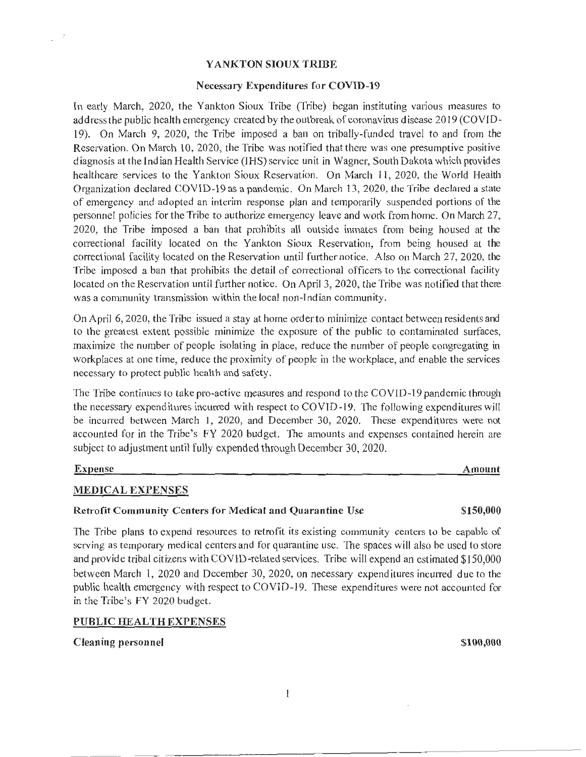# YANKTON SIOUX TRIBE

## Necessary Expenditures for COVID-19

In early March, 2020, the Yankton Sioux Tribe (Tribe) began instituting various measures to address the public health emergency created by the outbreak of coronavirus disease 2019 (COVID-19). On March 9, 2020, the Tribe imposed a ban on tribally-funded travel to and from the Reservation. On March 10, 2020, the Tribe was notified that there was one presumptive positive diagnosis at the Indian Health Service (IHS) service unit in Wagner, South Dakota which provides healthcare services to the Yankton Sioux Reservation. On March 11, 2020, the World Health Organization declared COVID-19 as a pandemic. On March 13, 2020, the Tribe declared a state of emergency and adopted an interim response plan and temporarily suspended portions of the personnel policies for the Tribe to authorize emergency leave and work from home. On March 27, 2020, the Tribe imposed a ban that prohibits all outside inmates from being housed at the correctional facility located on the Yankton Sioux Reservation, from being housed at the correctional facility located on the Reservation until further notice. Also on March 27, 2020, the Tribe imposed a ban that prohibits the detail of correctional officers to the correctional facility located on the Reservation until further notice. On April 3, 2020, the Tribe was notified that there was a community transmission within the local non-Indian community.

On April 6, 2020, the Tribe issued a stay at home order to minimize contact between residents and to the greatest extent possible minimize the exposure of the public to contaminated surfaces, maximize the number of people isolating in place, reduce the number of people congregating in workplaces at one time, reduce the proximity of people in the workplace, and enable the services necessary to protect public health and safety.

The Tribe continues to take pro-active measures and respond to the COVID-19 pandemic through the necessary expenditures incurred with respect to COVID-19. The following expenditures will be incurred between March 1, 2020, and December 30, 2020. These expenditures were not accounted for in the Tribe's FY 2020 budget. The amounts and expenses contained herein are subject to adjustment until fully expended through December 30, 2020.

| Expense | Amount |
|---|---|

### MEDICAL EXPENSES

**Retrofit Community Centers for Medical and Quarantine Use** **$150,000**

The Tribe plans to expend resources to retrofit its existing community centers to be capable of serving as temporary medical centers and for quarantine use. The spaces will also be used to store and provide tribal citizens with COVID-related services. Tribe will expend an estimated $150,000 between March 1, 2020 and December 30, 2020, on necessary expenditures incurred due to the public health emergency with respect to COVID-19. These expenditures were not accounted for in the Tribe's FY 2020 budget.

### PUBLIC HEALTH EXPENSES

**Cleaning personnel** **$100,000**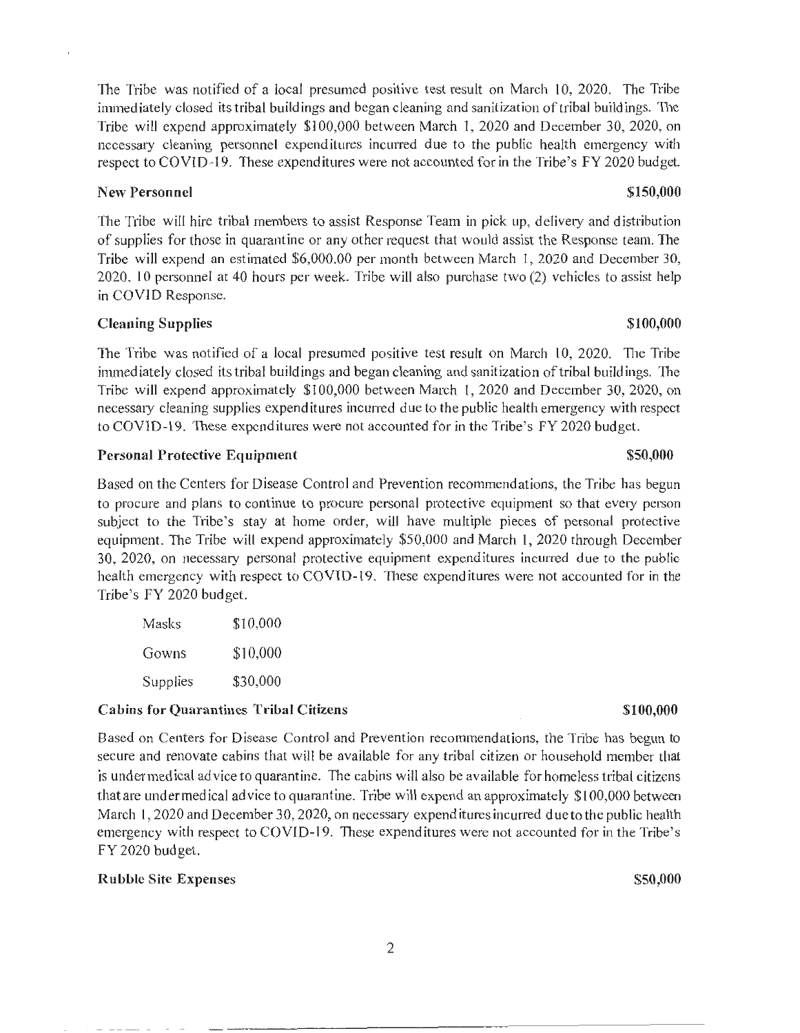The Tribe was notified of a local presumed positive test result on March 10, 2020. The Tribe immediately closed its tribal buildings and began cleaning and sanitization of tribal buildings. The Tribe will expend approximately $100,000 between March 1, 2020 and December 30, 2020, on necessary cleaning personnel expenditures incurred due to the public health emergency with respect to COVID-19. These expenditures were not accounted for in the Tribe's FY 2020 budget.

**New Personnel** **$150,000**

The Tribe will hire tribal members to assist Response Team in pick up, delivery and distribution of supplies for those in quarantine or any other request that would assist the Response team. The Tribe will expend an estimated $6,000.00 per month between March 1, 2020 and December 30, 2020. 10 personnel at 40 hours per week. Tribe will also purchase two (2) vehicles to assist help in COVID Response.

**Cleaning Supplies** **$100,000**

The Tribe was notified of a local presumed positive test result on March 10, 2020. The Tribe immediately closed its tribal buildings and began cleaning and sanitization of tribal buildings. The Tribe will expend approximately $100,000 between March 1, 2020 and December 30, 2020, on necessary cleaning supplies expenditures incurred due to the public health emergency with respect to COVID-19. These expenditures were not accounted for in the Tribe's FY 2020 budget.

**Personal Protective Equipment** **$50,000**

Based on the Centers for Disease Control and Prevention recommendations, the Tribe has begun to procure and plans to continue to procure personal protective equipment so that every person subject to the Tribe's stay at home order, will have multiple pieces of personal protective equipment. The Tribe will expend approximately $50,000 and March 1, 2020 through December 30, 2020, on necessary personal protective equipment expenditures incurred due to the public health emergency with respect to COVID-19. These expenditures were not accounted for in the Tribe's FY 2020 budget.

| | |
|---|---|
| Masks | $10,000 |
| Gowns | $10,000 |
| Supplies | $30,000 |

**Cabins for Quarantines Tribal Citizens** **$100,000**

Based on Centers for Disease Control and Prevention recommendations, the Tribe has begun to secure and renovate cabins that will be available for any tribal citizen or household member that is under medical advice to quarantine. The cabins will also be available for homeless tribal citizens that are under medical advice to quarantine. Tribe will expend an approximately $100,000 between March 1, 2020 and December 30, 2020, on necessary expenditures incurred due to the public health emergency with respect to COVID-19. These expenditures were not accounted for in the Tribe's FY 2020 budget.

**Rubble Site Expenses** **$50,000**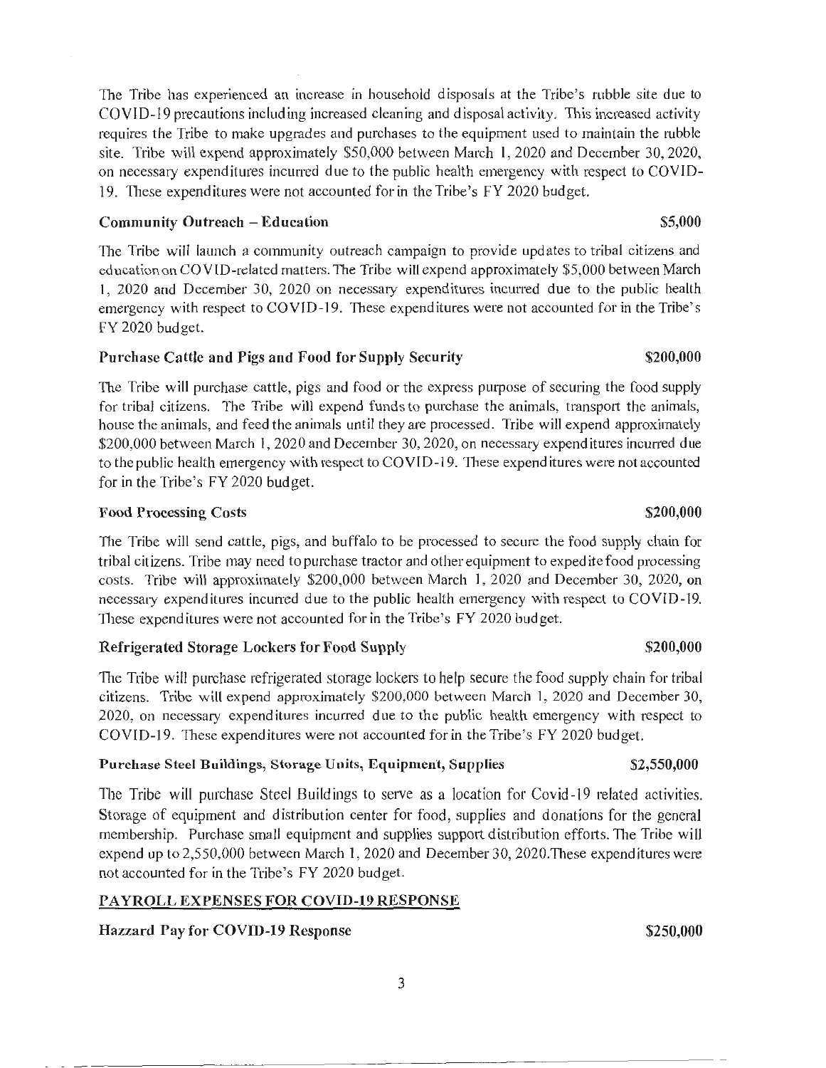The Tribe has experienced an increase in household disposals at the Tribe's rubble site due to COVID-19 precautions including increased cleaning and disposal activity. This increased activity requires the Tribe to make upgrades and purchases to the equipment used to maintain the rubble site. Tribe will expend approximately $50,000 between March 1, 2020 and December 30, 2020, on necessary expenditures incurred due to the public health emergency with respect to COVID-19. These expenditures were not accounted for in the Tribe's FY 2020 budget.

**Community Outreach – Education** **$5,000**

The Tribe will launch a community outreach campaign to provide updates to tribal citizens and education on COVID-related matters. The Tribe will expend approximately $5,000 between March 1, 2020 and December 30, 2020 on necessary expenditures incurred due to the public health emergency with respect to COVID-19. These expenditures were not accounted for in the Tribe's FY 2020 budget.

**Purchase Cattle and Pigs and Food for Supply Security** **$200,000**

The Tribe will purchase cattle, pigs and food or the express purpose of securing the food supply for tribal citizens. The Tribe will expend funds to purchase the animals, transport the animals, house the animals, and feed the animals until they are processed. Tribe will expend approximately $200,000 between March 1, 2020 and December 30, 2020, on necessary expenditures incurred due to the public health emergency with respect to COVID-19. These expenditures were not accounted for in the Tribe's FY 2020 budget.

**Food Processing Costs** **$200,000**

The Tribe will send cattle, pigs, and buffalo to be processed to secure the food supply chain for tribal citizens. Tribe may need to purchase tractor and other equipment to expedite food processing costs. Tribe will approximately $200,000 between March 1, 2020 and December 30, 2020, on necessary expenditures incurred due to the public health emergency with respect to COVID-19. These expenditures were not accounted for in the Tribe's FY 2020 budget.

**Refrigerated Storage Lockers for Food Supply** **$200,000**

The Tribe will purchase refrigerated storage lockers to help secure the food supply chain for tribal citizens. Tribe will expend approximately $200,000 between March 1, 2020 and December 30, 2020, on necessary expenditures incurred due to the public health emergency with respect to COVID-19. These expenditures were not accounted for in the Tribe's FY 2020 budget.

**Purchase Steel Buildings, Storage Units, Equipment, Supplies** **$2,550,000**

The Tribe will purchase Steel Buildings to serve as a location for Covid-19 related activities. Storage of equipment and distribution center for food, supplies and donations for the general membership. Purchase small equipment and supplies support distribution efforts. The Tribe will expend up to 2,550,000 between March 1, 2020 and December 30, 2020.These expenditures were not accounted for in the Tribe's FY 2020 budget.

**PAYROLL EXPENSES FOR COVID-19 RESPONSE**

**Hazzard Pay for COVID-19 Response** **$250,000**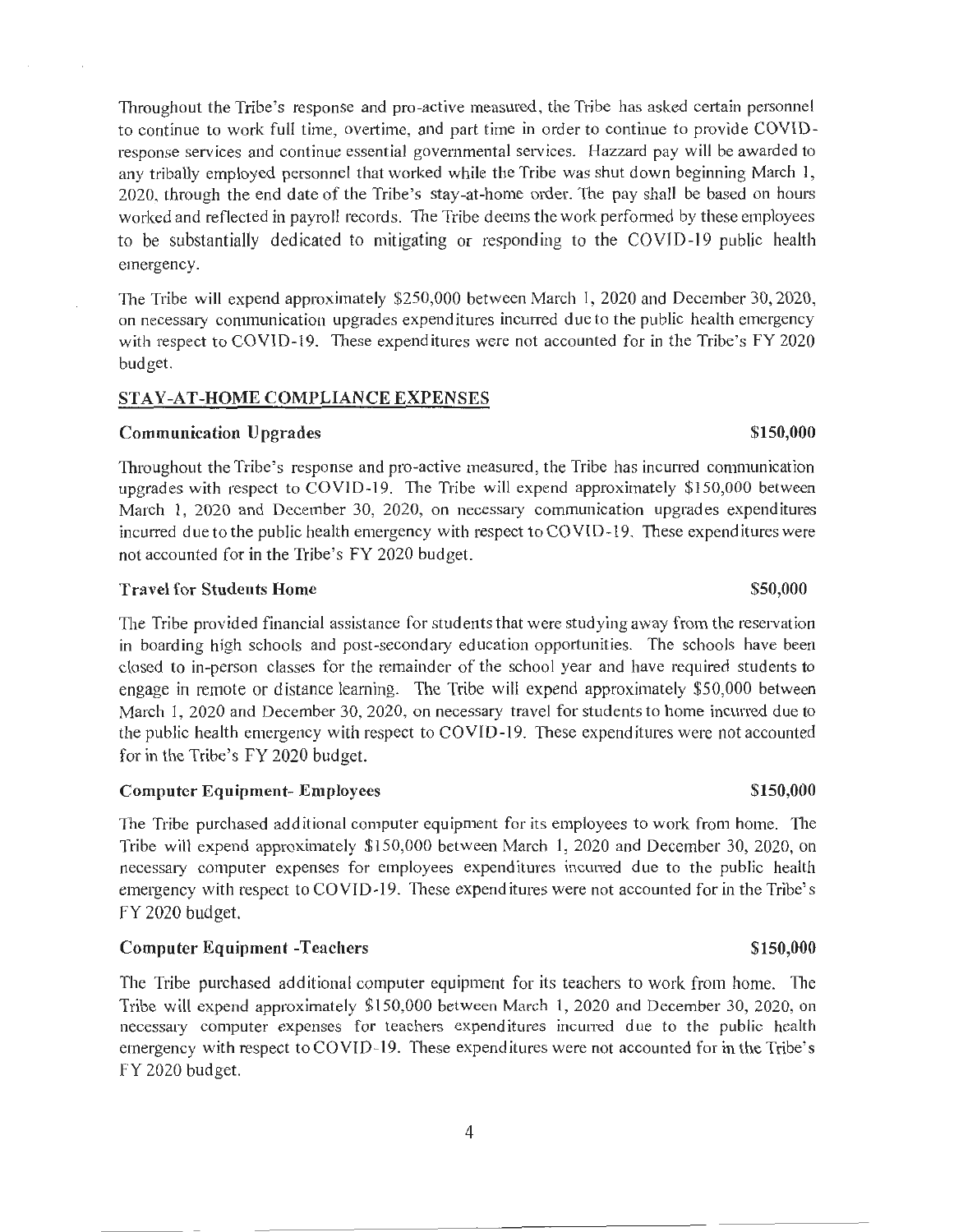Throughout the Tribe's response and pro-active measured, the Tribe has asked certain personnel to continue to work full time, overtime, and part time in order to continue to provide COVID-response services and continue essential governmental services. Hazzard pay will be awarded to any tribally employed personnel that worked while the Tribe was shut down beginning March 1, 2020, through the end date of the Tribe's stay-at-home order. The pay shall be based on hours worked and reflected in payroll records. The Tribe deems the work performed by these employees to be substantially dedicated to mitigating or responding to the COVID-19 public health emergency.

The Tribe will expend approximately $250,000 between March 1, 2020 and December 30, 2020, on necessary communication upgrades expenditures incurred due to the public health emergency with respect to COVID-19. These expenditures were not accounted for in the Tribe's FY 2020 budget.

## STAY-AT-HOME COMPLIANCE EXPENSES

**Communication Upgrades** **$150,000**

Throughout the Tribe's response and pro-active measured, the Tribe has incurred communication upgrades with respect to COVID-19. The Tribe will expend approximately $150,000 between March 1, 2020 and December 30, 2020, on necessary communication upgrades expenditures incurred due to the public health emergency with respect to COVID-19. These expenditures were not accounted for in the Tribe's FY 2020 budget.

**Travel for Students Home** **$50,000**

The Tribe provided financial assistance for students that were studying away from the reservation in boarding high schools and post-secondary education opportunities. The schools have been closed to in-person classes for the remainder of the school year and have required students to engage in remote or distance learning. The Tribe will expend approximately $50,000 between March 1, 2020 and December 30, 2020, on necessary travel for students to home incurred due to the public health emergency with respect to COVID-19. These expenditures were not accounted for in the Tribe's FY 2020 budget.

**Computer Equipment- Employees** **$150,000**

The Tribe purchased additional computer equipment for its employees to work from home. The Tribe will expend approximately $150,000 between March 1, 2020 and December 30, 2020, on necessary computer expenses for employees expenditures incurred due to the public health emergency with respect to COVID-19. These expenditures were not accounted for in the Tribe's FY 2020 budget.

**Computer Equipment -Teachers** **$150,000**

The Tribe purchased additional computer equipment for its teachers to work from home. The Tribe will expend approximately $150,000 between March 1, 2020 and December 30, 2020, on necessary computer expenses for teachers expenditures incurred due to the public health emergency with respect to COVID-19. These expenditures were not accounted for in the Tribe's FY 2020 budget.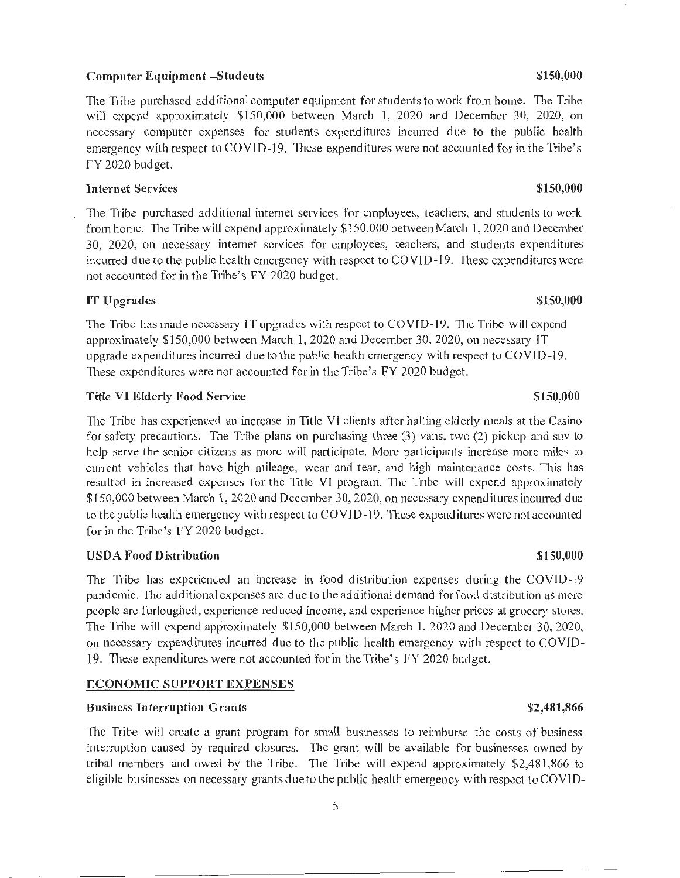**Computer Equipment –Students** **$150,000**

The Tribe purchased additional computer equipment for students to work from home. The Tribe will expend approximately $150,000 between March 1, 2020 and December 30, 2020, on necessary computer expenses for students expenditures incurred due to the public health emergency with respect to COVID-19. These expenditures were not accounted for in the Tribe's FY 2020 budget.

**Internet Services** **$150,000**

The Tribe purchased additional internet services for employees, teachers, and students to work from home. The Tribe will expend approximately $150,000 between March 1, 2020 and December 30, 2020, on necessary internet services for employees, teachers, and students expenditures incurred due to the public health emergency with respect to COVID-19. These expenditures were not accounted for in the Tribe's FY 2020 budget.

**IT Upgrades** **$150,000**

The Tribe has made necessary IT upgrades with respect to COVID-19. The Tribe will expend approximately $150,000 between March 1, 2020 and December 30, 2020, on necessary IT upgrade expenditures incurred due to the public health emergency with respect to COVID-19. These expenditures were not accounted for in the Tribe's FY 2020 budget.

**Title VI Elderly Food Service** **$150,000**

The Tribe has experienced an increase in Title VI clients after halting elderly meals at the Casino for safety precautions. The Tribe plans on purchasing three (3) vans, two (2) pickup and suv to help serve the senior citizens as more will participate. More participants increase more miles to current vehicles that have high mileage, wear and tear, and high maintenance costs. This has resulted in increased expenses for the Title VI program. The Tribe will expend approximately $150,000 between March 1, 2020 and December 30, 2020, on necessary expenditures incurred due to the public health emergency with respect to COVID-19. These expenditures were not accounted for in the Tribe's FY 2020 budget.

**USDA Food Distribution** **$150,000**

The Tribe has experienced an increase in food distribution expenses during the COVID-19 pandemic. The additional expenses are due to the additional demand for food distribution as more people are furloughed, experience reduced income, and experience higher prices at grocery stores. The Tribe will expend approximately $150,000 between March 1, 2020 and December 30, 2020, on necessary expenditures incurred due to the public health emergency with respect to COVID-19. These expenditures were not accounted for in the Tribe's FY 2020 budget.

## ECONOMIC SUPPORT EXPENSES

**Business Interruption Grants** **$2,481,866**

The Tribe will create a grant program for small businesses to reimburse the costs of business interruption caused by required closures. The grant will be available for businesses owned by tribal members and owed by the Tribe. The Tribe will expend approximately $2,481,866 to eligible businesses on necessary grants due to the public health emergency with respect to COVID-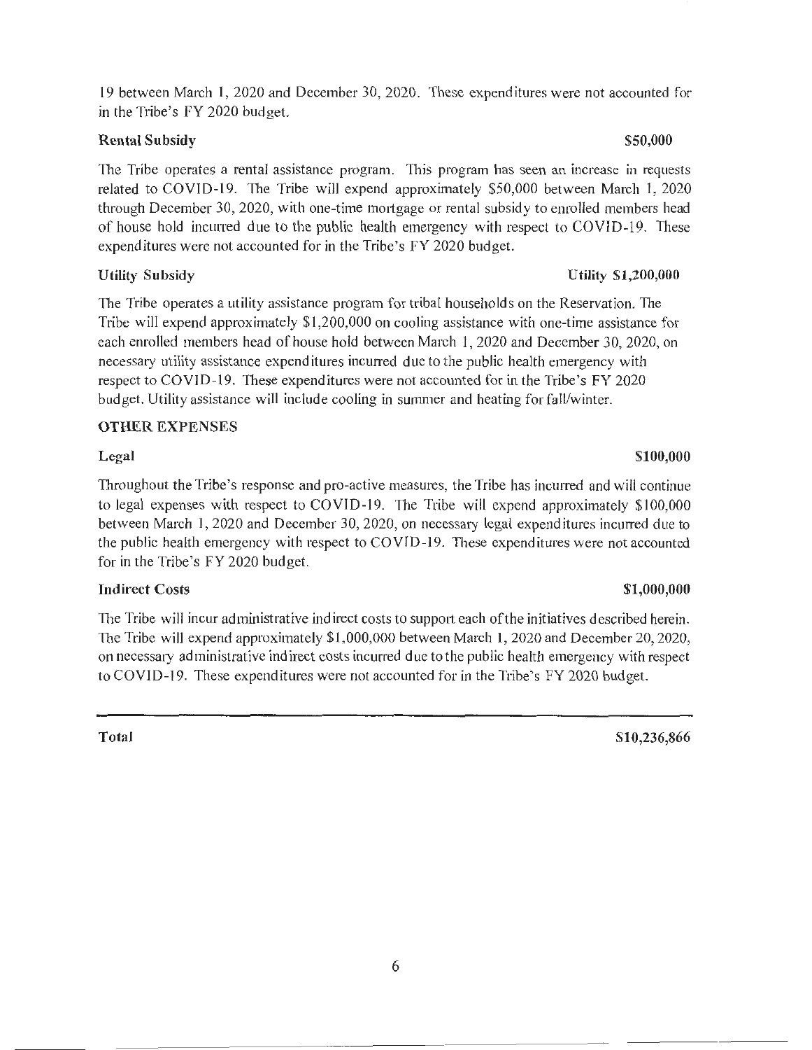19 between March 1, 2020 and December 30, 2020. These expenditures were not accounted for in the Tribe's FY 2020 budget.

**Rental Subsidy** **$50,000**

The Tribe operates a rental assistance program. This program has seen an increase in requests related to COVID-19. The Tribe will expend approximately $50,000 between March 1, 2020 through December 30, 2020, with one-time mortgage or rental subsidy to enrolled members head of house hold incurred due to the public health emergency with respect to COVID-19. These expenditures were not accounted for in the Tribe's FY 2020 budget.

**Utility Subsidy** **Utility $1,200,000**

The Tribe operates a utility assistance program for tribal households on the Reservation. The Tribe will expend approximately $1,200,000 on cooling assistance with one-time assistance for each enrolled members head of house hold between March 1, 2020 and December 30, 2020, on necessary utility assistance expenditures incurred due to the public health emergency with respect to COVID-19. These expenditures were not accounted for in the Tribe's FY 2020 budget. Utility assistance will include cooling in summer and heating for fall/winter.

**OTHER EXPENSES**

**Legal** **$100,000**

Throughout the Tribe's response and pro-active measures, the Tribe has incurred and will continue to legal expenses with respect to COVID-19. The Tribe will expend approximately $100,000 between March 1, 2020 and December 30, 2020, on necessary legal expenditures incurred due to the public health emergency with respect to COVID-19. These expenditures were not accounted for in the Tribe's FY 2020 budget.

**Indirect Costs** **$1,000,000**

The Tribe will incur administrative indirect costs to support each of the initiatives described herein. The Tribe will expend approximately $1,000,000 between March 1, 2020 and December 20, 2020, on necessary administrative indirect costs incurred due to the public health emergency with respect to COVID-19. These expenditures were not accounted for in the Tribe's FY 2020 budget.

---

**Total** **$10,236,866**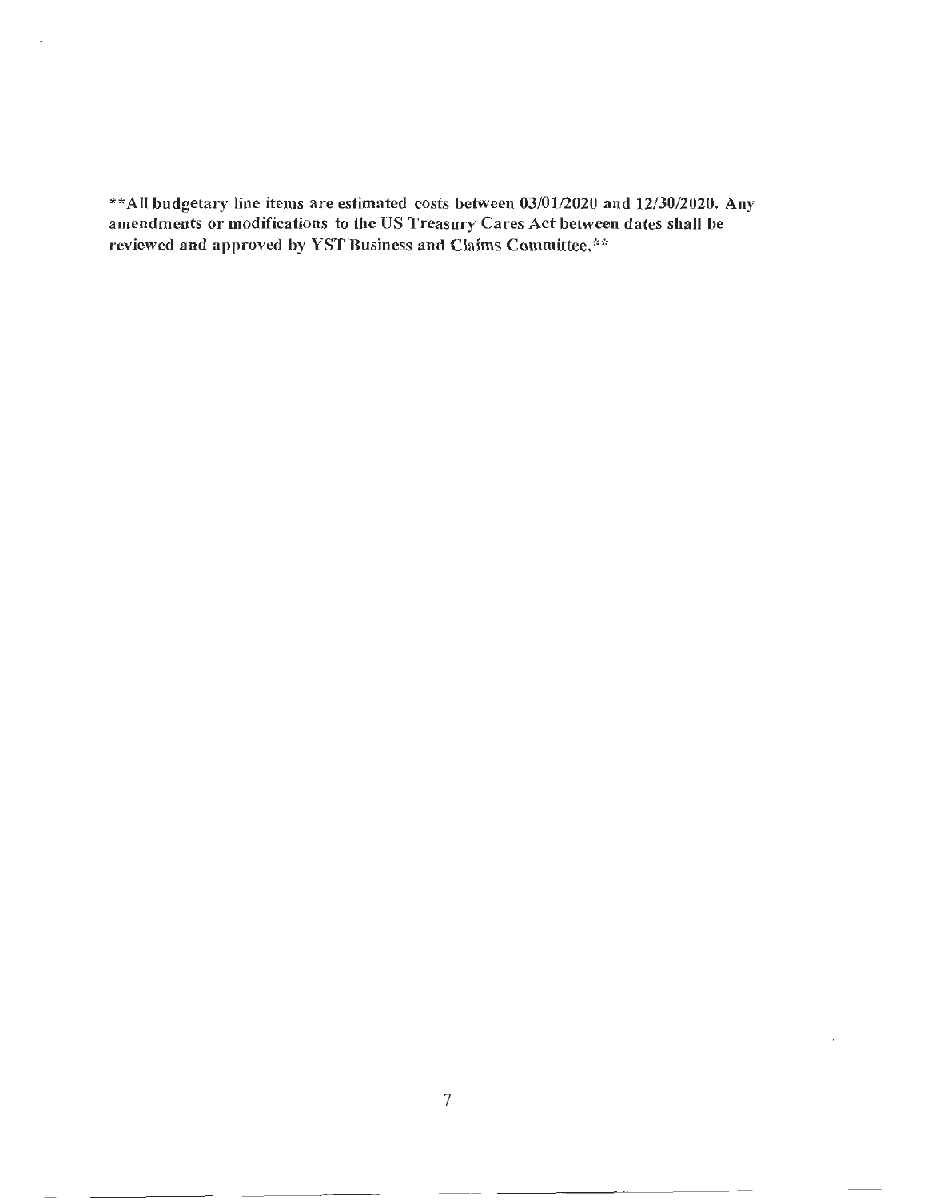**All budgetary line items are estimated costs between 03/01/2020 and 12/30/2020. Any amendments or modifications to the US Treasury Cares Act between dates shall be reviewed and approved by YST Business and Claims Committee.**